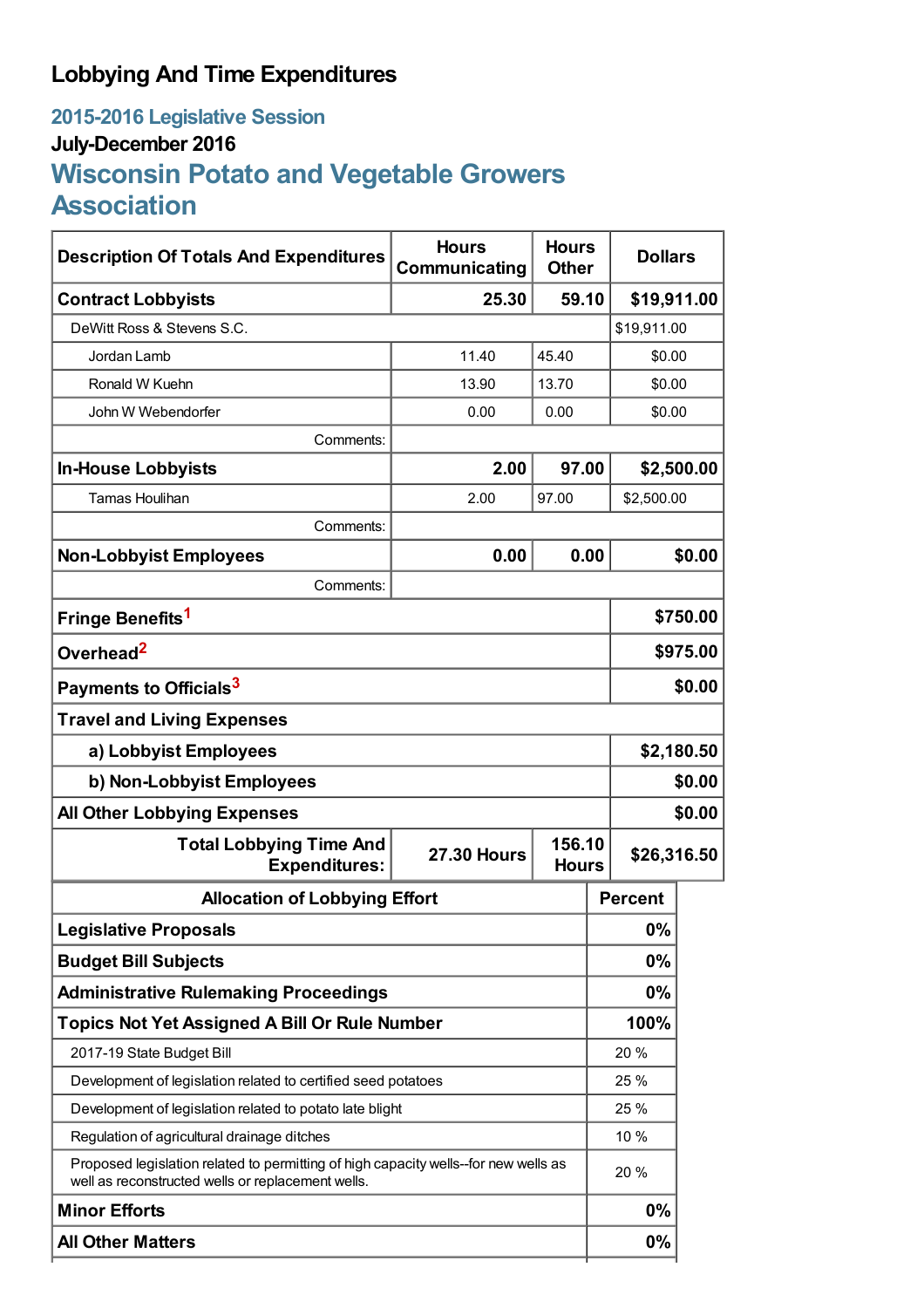# Lobbying And Time Expenditures

## 2015-2016 Legislative Session

### July-December 2016

## Wisconsin Potato and Vegetable Growers Association

| Description Of Totals And Expenditures | Hours Communicating | Hours Other | Dollars |
|---|---|---|---|
| **Contract Lobbyists** | **25.30** | **59.10** | **$19,911.00** |
| DeWitt Ross & Stevens S.C. | | | $19,911.00 |
| Jordan Lamb | 11.40 | 45.40 | $0.00 |
| Ronald W Kuehn | 13.90 | 13.70 | $0.00 |
| John W Webendorfer | 0.00 | 0.00 | $0.00 |
| Comments: | | | |
| **In-House Lobbyists** | **2.00** | **97.00** | **$2,500.00** |
| Tamas Houlihan | 2.00 | 97.00 | $2,500.00 |
| Comments: | | | |
| **Non-Lobbyist Employees** | **0.00** | **0.00** | **$0.00** |
| Comments: | | | |
| **Fringe Benefits[1]** | | | **$750.00** |
| **Overhead[2]** | | | **$975.00** |
| **Payments to Officials[3]** | | | **$0.00** |
| **Travel and Living Expenses** | | | |
| **a) Lobbyist Employees** | | | **$2,180.50** |
| **b) Non-Lobbyist Employees** | | | **$0.00** |
| **All Other Lobbying Expenses** | | | **$0.00** |
| **Total Lobbying Time And Expenditures:** | **27.30 Hours** | **156.10 Hours** | **$26,316.50** |

| Allocation of Lobbying Effort | Percent |
|---|---|
| **Legislative Proposals** | **0%** |
| **Budget Bill Subjects** | **0%** |
| **Administrative Rulemaking Proceedings** | **0%** |
| **Topics Not Yet Assigned A Bill Or Rule Number** | **100%** |
| 2017-19 State Budget Bill | 20 % |
| Development of legislation related to certified seed potatoes | 25 % |
| Development of legislation related to potato late blight | 25 % |
| Regulation of agricultural drainage ditches | 10 % |
| Proposed legislation related to permitting of high capacity wells--for new wells as well as reconstructed wells or replacement wells. | 20 % |
| **Minor Efforts** | **0%** |
| **All Other Matters** | **0%** |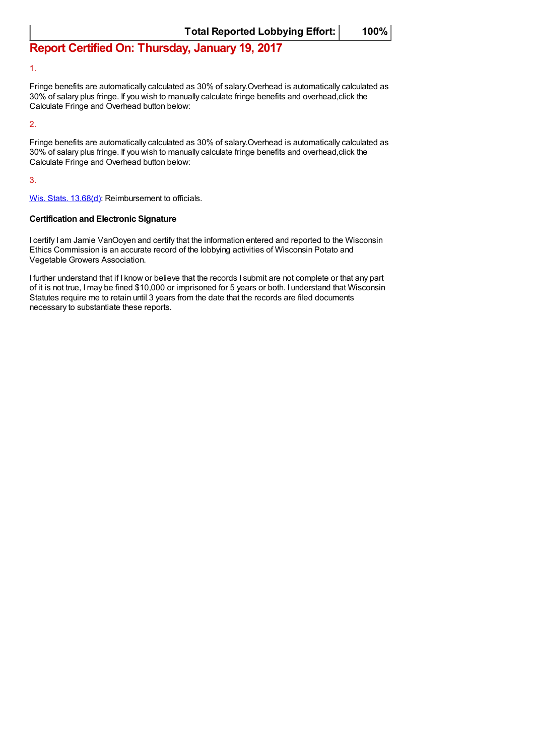| Total Reported Lobbying Effort: | 100% |
| --- | --- |

## Report Certified On: Thursday, January 19, 2017

1.

Fringe benefits are automatically calculated as 30% of salary.Overhead is automatically calculated as 30% of salary plus fringe. If you wish to manually calculate fringe benefits and overhead,click the Calculate Fringe and Overhead button below:

2.

Fringe benefits are automatically calculated as 30% of salary.Overhead is automatically calculated as 30% of salary plus fringe. If you wish to manually calculate fringe benefits and overhead,click the Calculate Fringe and Overhead button below:

3.

Wis. Stats. 13.68(d): Reimbursement to officials.

**Certification and Electronic Signature**

I certify I am Jamie VanOoyen and certify that the information entered and reported to the Wisconsin Ethics Commission is an accurate record of the lobbying activities of Wisconsin Potato and Vegetable Growers Association.

I further understand that if I know or believe that the records I submit are not complete or that any part of it is not true, I may be fined $10,000 or imprisoned for 5 years or both. I understand that Wisconsin Statutes require me to retain until 3 years from the date that the records are filed documents necessary to substantiate these reports.